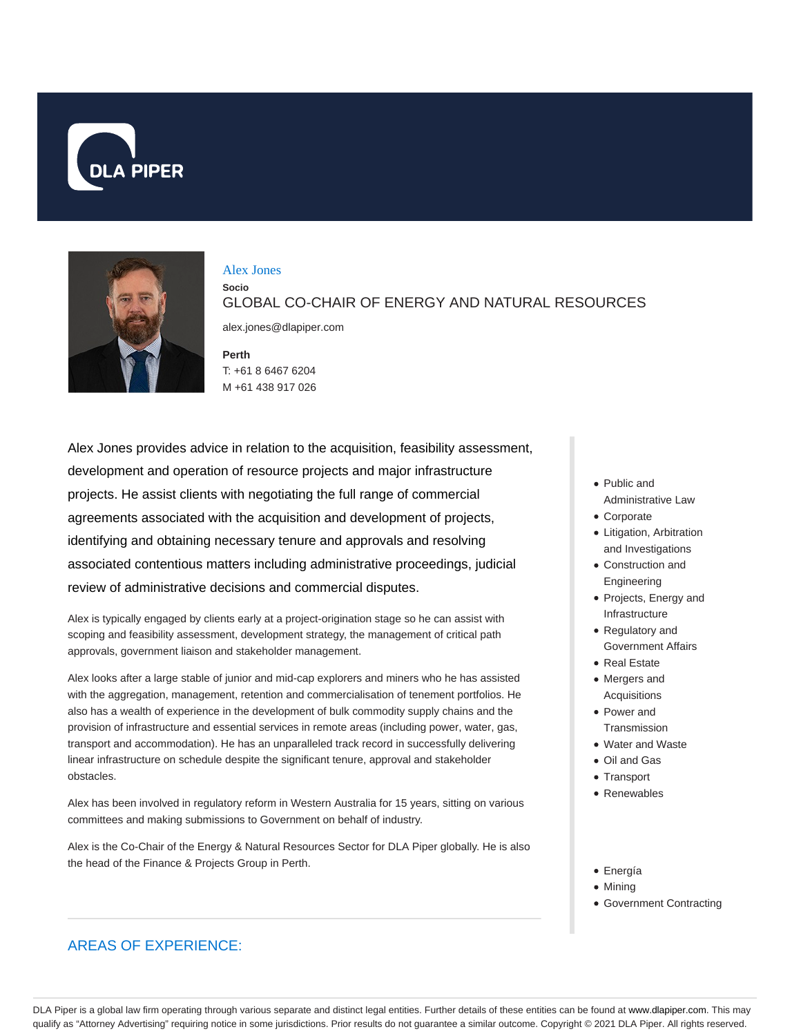# Alex Jones

**Socio**

GLOBAL CO-CHAIR OF ENERGY AND NATURAL RESOURCES

alex.jones@dlapiper.com

**Perth**

T: +61 8 6467 6204

M +61 438 917 026

Alex Jones provides advice in relation to the acquisition, feasibility assessment, development and operation of resource projects and major infrastructure projects. He assist clients with negotiating the full range of commercial agreements associated with the acquisition and development of projects, identifying and obtaining necessary tenure and approvals and resolving associated contentious matters including administrative proceedings, judicial review of administrative decisions and commercial disputes.

Alex is typically engaged by clients early at a project-origination stage so he can assist with scoping and feasibility assessment, development strategy, the management of critical path approvals, government liaison and stakeholder management.

Alex looks after a large stable of junior and mid-cap explorers and miners who he has assisted with the aggregation, management, retention and commercialisation of tenement portfolios. He also has a wealth of experience in the development of bulk commodity supply chains and the provision of infrastructure and essential services in remote areas (including power, water, gas, transport and accommodation). He has an unparalleled track record in successfully delivering linear infrastructure on schedule despite the significant tenure, approval and stakeholder obstacles.

Alex has been involved in regulatory reform in Western Australia for 15 years, sitting on various committees and making submissions to Government on behalf of industry.

Alex is the Co-Chair of the Energy & Natural Resources Sector for DLA Piper globally. He is also the head of the Finance & Projects Group in Perth.

- Public and Administrative Law
- Corporate
- Litigation, Arbitration and Investigations
- Construction and Engineering
- Projects, Energy and Infrastructure
- Regulatory and Government Affairs
- Real Estate
- Mergers and Acquisitions
- Power and Transmission
- Water and Waste
- Oil and Gas
- Transport
- Renewables

- Energía
- Mining
- Government Contracting

## AREAS OF EXPERIENCE: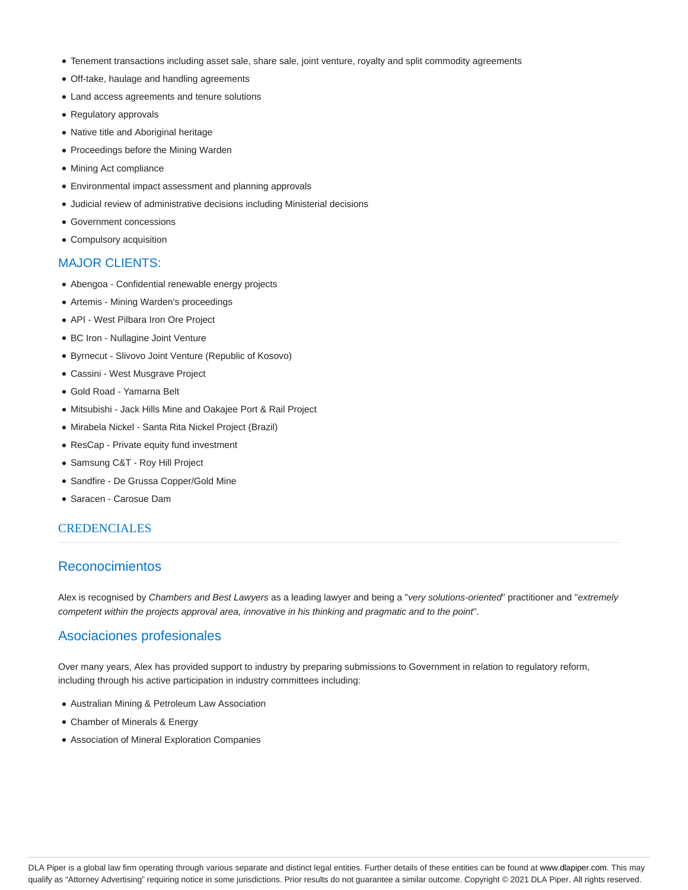- Tenement transactions including asset sale, share sale, joint venture, royalty and split commodity agreements
- Off-take, haulage and handling agreements
- Land access agreements and tenure solutions
- Regulatory approvals
- Native title and Aboriginal heritage
- Proceedings before the Mining Warden
- Mining Act compliance
- Environmental impact assessment and planning approvals
- Judicial review of administrative decisions including Ministerial decisions
- Government concessions
- Compulsory acquisition

### MAJOR CLIENTS:

- Abengoa - Confidential renewable energy projects
- Artemis - Mining Warden's proceedings
- API - West Pilbara Iron Ore Project
- BC Iron - Nullagine Joint Venture
- Byrnecut - Slivovo Joint Venture (Republic of Kosovo)
- Cassini - West Musgrave Project
- Gold Road - Yamarna Belt
- Mitsubishi - Jack Hills Mine and Oakajee Port & Rail Project
- Mirabela Nickel - Santa Rita Nickel Project (Brazil)
- ResCap - Private equity fund investment
- Samsung C&T - Roy Hill Project
- Sandfire - De Grussa Copper/Gold Mine
- Saracen - Carosue Dam

## CREDENCIALES

### Reconocimientos

Alex is recognised by *Chambers and Best Lawyers* as a leading lawyer and being a "*very solutions-oriented*" practitioner and "*extremely competent within the projects approval area, innovative in his thinking and pragmatic and to the point*".

### Asociaciones profesionales

Over many years, Alex has provided support to industry by preparing submissions to Government in relation to regulatory reform, including through his active participation in industry committees including:

- Australian Mining & Petroleum Law Association
- Chamber of Minerals & Energy
- Association of Mineral Exploration Companies

DLA Piper is a global law firm operating through various separate and distinct legal entities. Further details of these entities can be found at www.dlapiper.com. This may qualify as "Attorney Advertising" requiring notice in some jurisdictions. Prior results do not guarantee a similar outcome. Copyright © 2021 DLA Piper. All rights reserved.